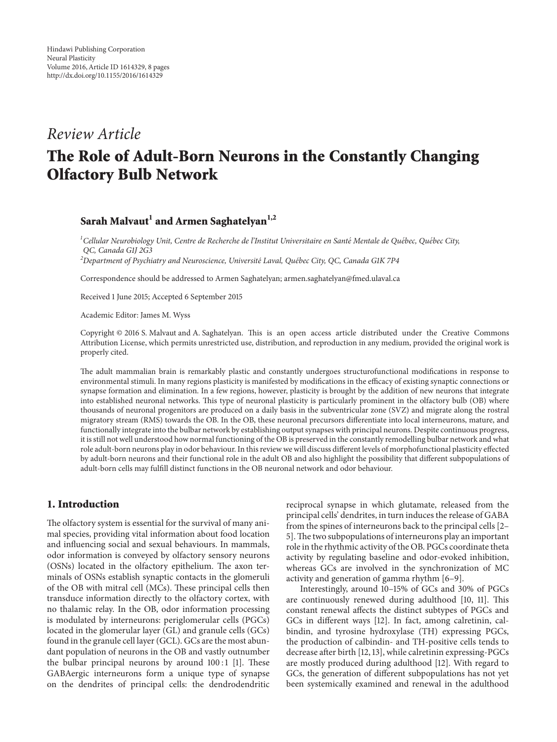Hindawi Publishing Corporation
Neural Plasticity
Volume 2016, Article ID 1614329, 8 pages
http://dx.doi.org/10.1155/2016/1614329

*Review Article*

# The Role of Adult-Born Neurons in the Constantly Changing Olfactory Bulb Network

**Sarah Malvaut[1] and Armen Saghatelyan[1,2]**

[1] *Cellular Neurobiology Unit, Centre de Recherche de l'Institut Universitaire en Santé Mentale de Québec, Québec City, QC, Canada G1J 2G3*
[2] *Department of Psychiatry and Neuroscience, Université Laval, Québec City, QC, Canada G1K 7P4*

Correspondence should be addressed to Armen Saghatelyan; armen.saghatelyan@fmed.ulaval.ca

Received 1 June 2015; Accepted 6 September 2015

Academic Editor: James M. Wyss

Copyright © 2016 S. Malvaut and A. Saghatelyan. This is an open access article distributed under the Creative Commons Attribution License, which permits unrestricted use, distribution, and reproduction in any medium, provided the original work is properly cited.

The adult mammalian brain is remarkably plastic and constantly undergoes structurofunctional modifications in response to environmental stimuli. In many regions plasticity is manifested by modifications in the efficacy of existing synaptic connections or synapse formation and elimination. In a few regions, however, plasticity is brought by the addition of new neurons that integrate into established neuronal networks. This type of neuronal plasticity is particularly prominent in the olfactory bulb (OB) where thousands of neuronal progenitors are produced on a daily basis in the subventricular zone (SVZ) and migrate along the rostral migratory stream (RMS) towards the OB. In the OB, these neuronal precursors differentiate into local interneurons, mature, and functionally integrate into the bulbar network by establishing output synapses with principal neurons. Despite continuous progress, it is still not well understood how normal functioning of the OB is preserved in the constantly remodelling bulbar network and what role adult-born neurons play in odor behaviour. In this review we will discuss different levels of morphofunctional plasticity effected by adult-born neurons and their functional role in the adult OB and also highlight the possibility that different subpopulations of adult-born cells may fulfill distinct functions in the OB neuronal network and odor behaviour.

## 1. Introduction

The olfactory system is essential for the survival of many animal species, providing vital information about food location and influencing social and sexual behaviours. In mammals, odor information is conveyed by olfactory sensory neurons (OSNs) located in the olfactory epithelium. The axon terminals of OSNs establish synaptic contacts in the glomeruli of the OB with mitral cell (MCs). These principal cells then transduce information directly to the olfactory cortex, with no thalamic relay. In the OB, odor information processing is modulated by interneurons: periglomerular cells (PGCs) located in the glomerular layer (GL) and granule cells (GCs) found in the granule cell layer (GCL). GCs are the most abundant population of neurons in the OB and vastly outnumber the bulbar principal neurons by around 100 : 1 [1]. These GABAergic interneurons form a unique type of synapse on the dendrites of principal cells: the dendrodendritic reciprocal synapse in which glutamate, released from the principal cells' dendrites, in turn induces the release of GABA from the spines of interneurons back to the principal cells [2–5]. The two subpopulations of interneurons play an important role in the rhythmic activity of the OB. PGCs coordinate theta activity by regulating baseline and odor-evoked inhibition, whereas GCs are involved in the synchronization of MC activity and generation of gamma rhythm [6–9].

Interestingly, around 10–15% of GCs and 30% of PGCs are continuously renewed during adulthood [10, 11]. This constant renewal affects the distinct subtypes of PGCs and GCs in different ways [12]. In fact, among calretinin, calbindin, and tyrosine hydroxylase (TH) expressing PGCs, the production of calbindin- and TH-positive cells tends to decrease after birth [12, 13], while calretinin expressing-PGCs are mostly produced during adulthood [12]. With regard to GCs, the generation of different subpopulations has not yet been systemically examined and renewal in the adulthood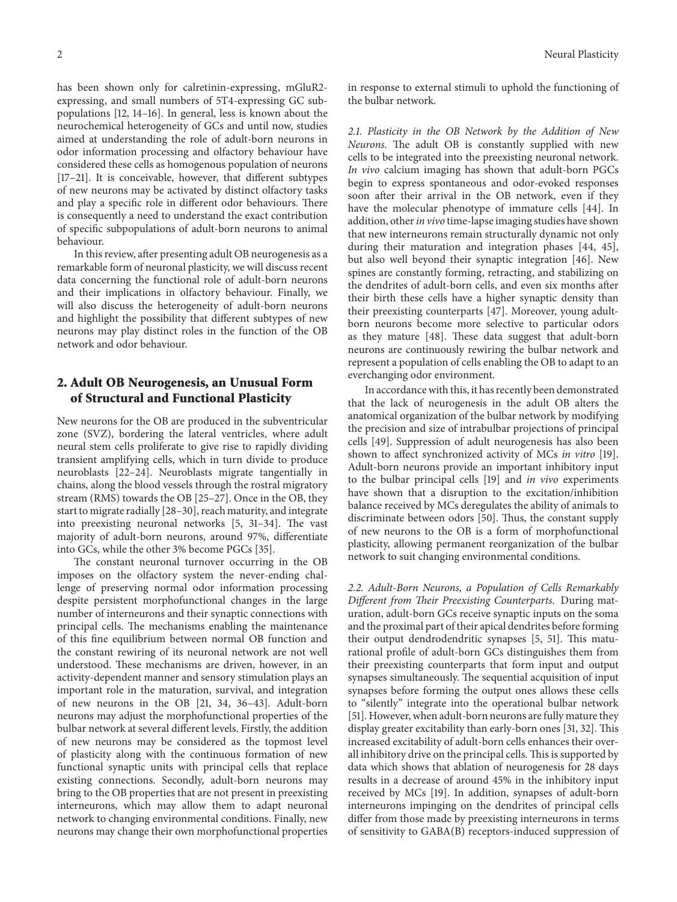has been shown only for calretinin-expressing, mGluR2-expressing, and small numbers of 5T4-expressing GC subpopulations [12, 14–16]. In general, less is known about the neurochemical heterogeneity of GCs and until now, studies aimed at understanding the role of adult-born neurons in odor information processing and olfactory behaviour have considered these cells as homogenous population of neurons [17–21]. It is conceivable, however, that different subtypes of new neurons may be activated by distinct olfactory tasks and play a specific role in different odor behaviours. There is consequently a need to understand the exact contribution of specific subpopulations of adult-born neurons to animal behaviour.

In this review, after presenting adult OB neurogenesis as a remarkable form of neuronal plasticity, we will discuss recent data concerning the functional role of adult-born neurons and their implications in olfactory behaviour. Finally, we will also discuss the heterogeneity of adult-born neurons and highlight the possibility that different subtypes of new neurons may play distinct roles in the function of the OB network and odor behaviour.

## 2. Adult OB Neurogenesis, an Unusual Form of Structural and Functional Plasticity

New neurons for the OB are produced in the subventricular zone (SVZ), bordering the lateral ventricles, where adult neural stem cells proliferate to give rise to rapidly dividing transient amplifying cells, which in turn divide to produce neuroblasts [22–24]. Neuroblasts migrate tangentially in chains, along the blood vessels through the rostral migratory stream (RMS) towards the OB [25–27]. Once in the OB, they start to migrate radially [28–30], reach maturity, and integrate into preexisting neuronal networks [5, 31–34]. The vast majority of adult-born neurons, around 97%, differentiate into GCs, while the other 3% become PGCs [35].

The constant neuronal turnover occurring in the OB imposes on the olfactory system the never-ending challenge of preserving normal odor information processing despite persistent morphofunctional changes in the large number of interneurons and their synaptic connections with principal cells. The mechanisms enabling the maintenance of this fine equilibrium between normal OB function and the constant rewiring of its neuronal network are not well understood. These mechanisms are driven, however, in an activity-dependent manner and sensory stimulation plays an important role in the maturation, survival, and integration of new neurons in the OB [21, 34, 36–43]. Adult-born neurons may adjust the morphofunctional properties of the bulbar network at several different levels. Firstly, the addition of new neurons may be considered as the topmost level of plasticity along with the continuous formation of new functional synaptic units with principal cells that replace existing connections. Secondly, adult-born neurons may bring to the OB properties that are not present in preexisting interneurons, which may allow them to adapt neuronal network to changing environmental conditions. Finally, new neurons may change their own morphofunctional properties in response to external stimuli to uphold the functioning of the bulbar network.

*2.1. Plasticity in the OB Network by the Addition of New Neurons.* The adult OB is constantly supplied with new cells to be integrated into the preexisting neuronal network. *In vivo* calcium imaging has shown that adult-born PGCs begin to express spontaneous and odor-evoked responses soon after their arrival in the OB network, even if they have the molecular phenotype of immature cells [44]. In addition, other *in vivo* time-lapse imaging studies have shown that new interneurons remain structurally dynamic not only during their maturation and integration phases [44, 45], but also well beyond their synaptic integration [46]. New spines are constantly forming, retracting, and stabilizing on the dendrites of adult-born cells, and even six months after their birth these cells have a higher synaptic density than their preexisting counterparts [47]. Moreover, young adult-born neurons become more selective to particular odors as they mature [48]. These data suggest that adult-born neurons are continuously rewiring the bulbar network and represent a population of cells enabling the OB to adapt to an everchanging odor environment.

In accordance with this, it has recently been demonstrated that the lack of neurogenesis in the adult OB alters the anatomical organization of the bulbar network by modifying the precision and size of intrabulbar projections of principal cells [49]. Suppression of adult neurogenesis has also been shown to affect synchronized activity of MCs *in vitro* [19]. Adult-born neurons provide an important inhibitory input to the bulbar principal cells [19] and *in vivo* experiments have shown that a disruption to the excitation/inhibition balance received by MCs deregulates the ability of animals to discriminate between odors [50]. Thus, the constant supply of new neurons to the OB is a form of morphofunctional plasticity, allowing permanent reorganization of the bulbar network to suit changing environmental conditions.

*2.2. Adult-Born Neurons, a Population of Cells Remarkably Different from Their Preexisting Counterparts.* During maturation, adult-born GCs receive synaptic inputs on the soma and the proximal part of their apical dendrites before forming their output dendrodendritic synapses [5, 51]. This maturational profile of adult-born GCs distinguishes them from their preexisting counterparts that form input and output synapses simultaneously. The sequential acquisition of input synapses before forming the output ones allows these cells to "silently" integrate into the operational bulbar network [51]. However, when adult-born neurons are fully mature they display greater excitability than early-born ones [31, 32]. This increased excitability of adult-born cells enhances their overall inhibitory drive on the principal cells. This is supported by data which shows that ablation of neurogenesis for 28 days results in a decrease of around 45% in the inhibitory input received by MCs [19]. In addition, synapses of adult-born interneurons impinging on the dendrites of principal cells differ from those made by preexisting interneurons in terms of sensitivity to GABA(B) receptors-induced suppression of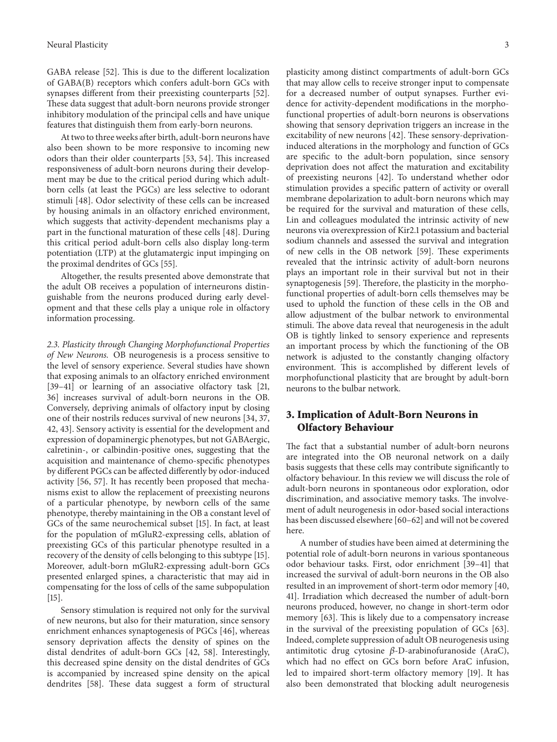GABA release [52]. This is due to the different localization of GABA(B) receptors which confers adult-born GCs with synapses different from their preexisting counterparts [52]. These data suggest that adult-born neurons provide stronger inhibitory modulation of the principal cells and have unique features that distinguish them from early-born neurons.

At two to three weeks after birth, adult-born neurons have also been shown to be more responsive to incoming new odors than their older counterparts [53, 54]. This increased responsiveness of adult-born neurons during their development may be due to the critical period during which adult-born cells (at least the PGCs) are less selective to odorant stimuli [48]. Odor selectivity of these cells can be increased by housing animals in an olfactory enriched environment, which suggests that activity-dependent mechanisms play a part in the functional maturation of these cells [48]. During this critical period adult-born cells also display long-term potentiation (LTP) at the glutamatergic input impinging on the proximal dendrites of GCs [55].

Altogether, the results presented above demonstrate that the adult OB receives a population of interneurons distinguishable from the neurons produced during early development and that these cells play a unique role in olfactory information processing.

*2.3. Plasticity through Changing Morphofunctional Properties of New Neurons.* OB neurogenesis is a process sensitive to the level of sensory experience. Several studies have shown that exposing animals to an olfactory enriched environment [39–41] or learning of an associative olfactory task [21, 36] increases survival of adult-born neurons in the OB. Conversely, depriving animals of olfactory input by closing one of their nostrils reduces survival of new neurons [34, 37, 42, 43]. Sensory activity is essential for the development and expression of dopaminergic phenotypes, but not GABAergic, calretinin-, or calbindin-positive ones, suggesting that the acquisition and maintenance of chemo-specific phenotypes by different PGCs can be affected differently by odor-induced activity [56, 57]. It has recently been proposed that mechanisms exist to allow the replacement of preexisting neurons of a particular phenotype, by newborn cells of the same phenotype, thereby maintaining in the OB a constant level of GCs of the same neurochemical subset [15]. In fact, at least for the population of mGluR2-expressing cells, ablation of preexisting GCs of this particular phenotype resulted in a recovery of the density of cells belonging to this subtype [15]. Moreover, adult-born mGluR2-expressing adult-born GCs presented enlarged spines, a characteristic that may aid in compensating for the loss of cells of the same subpopulation [15].

Sensory stimulation is required not only for the survival of new neurons, but also for their maturation, since sensory enrichment enhances synaptogenesis of PGCs [46], whereas sensory deprivation affects the density of spines on the distal dendrites of adult-born GCs [42, 58]. Interestingly, this decreased spine density on the distal dendrites of GCs is accompanied by increased spine density on the apical dendrites [58]. These data suggest a form of structural plasticity among distinct compartments of adult-born GCs that may allow cells to receive stronger input to compensate for a decreased number of output synapses. Further evidence for activity-dependent modifications in the morphofunctional properties of adult-born neurons is observations showing that sensory deprivation triggers an increase in the excitability of new neurons [42]. These sensory-deprivation-induced alterations in the morphology and function of GCs are specific to the adult-born population, since sensory deprivation does not affect the maturation and excitability of preexisting neurons [42]. To understand whether odor stimulation provides a specific pattern of activity or overall membrane depolarization to adult-born neurons which may be required for the survival and maturation of these cells, Lin and colleagues modulated the intrinsic activity of new neurons via overexpression of Kir2.1 potassium and bacterial sodium channels and assessed the survival and integration of new cells in the OB network [59]. These experiments revealed that the intrinsic activity of adult-born neurons plays an important role in their survival but not in their synaptogenesis [59]. Therefore, the plasticity in the morphofunctional properties of adult-born cells themselves may be used to uphold the function of these cells in the OB and allow adjustment of the bulbar network to environmental stimuli. The above data reveal that neurogenesis in the adult OB is tightly linked to sensory experience and represents an important process by which the functioning of the OB network is adjusted to the constantly changing olfactory environment. This is accomplished by different levels of morphofunctional plasticity that are brought by adult-born neurons to the bulbar network.

## 3. Implication of Adult-Born Neurons in Olfactory Behaviour

The fact that a substantial number of adult-born neurons are integrated into the OB neuronal network on a daily basis suggests that these cells may contribute significantly to olfactory behaviour. In this review we will discuss the role of adult-born neurons in spontaneous odor exploration, odor discrimination, and associative memory tasks. The involvement of adult neurogenesis in odor-based social interactions has been discussed elsewhere [60–62] and will not be covered here.

A number of studies have been aimed at determining the potential role of adult-born neurons in various spontaneous odor behaviour tasks. First, odor enrichment [39–41] that increased the survival of adult-born neurons in the OB also resulted in an improvement of short-term odor memory [40, 41]. Irradiation which decreased the number of adult-born neurons produced, however, no change in short-term odor memory [63]. This is likely due to a compensatory increase in the survival of the preexisting population of GCs [63]. Indeed, complete suppression of adult OB neurogenesis using antimitotic drug cytosine $\beta$-D-arabinofuranoside (AraC), which had no effect on GCs born before AraC infusion, led to impaired short-term olfactory memory [19]. It has also been demonstrated that blocking adult neurogenesis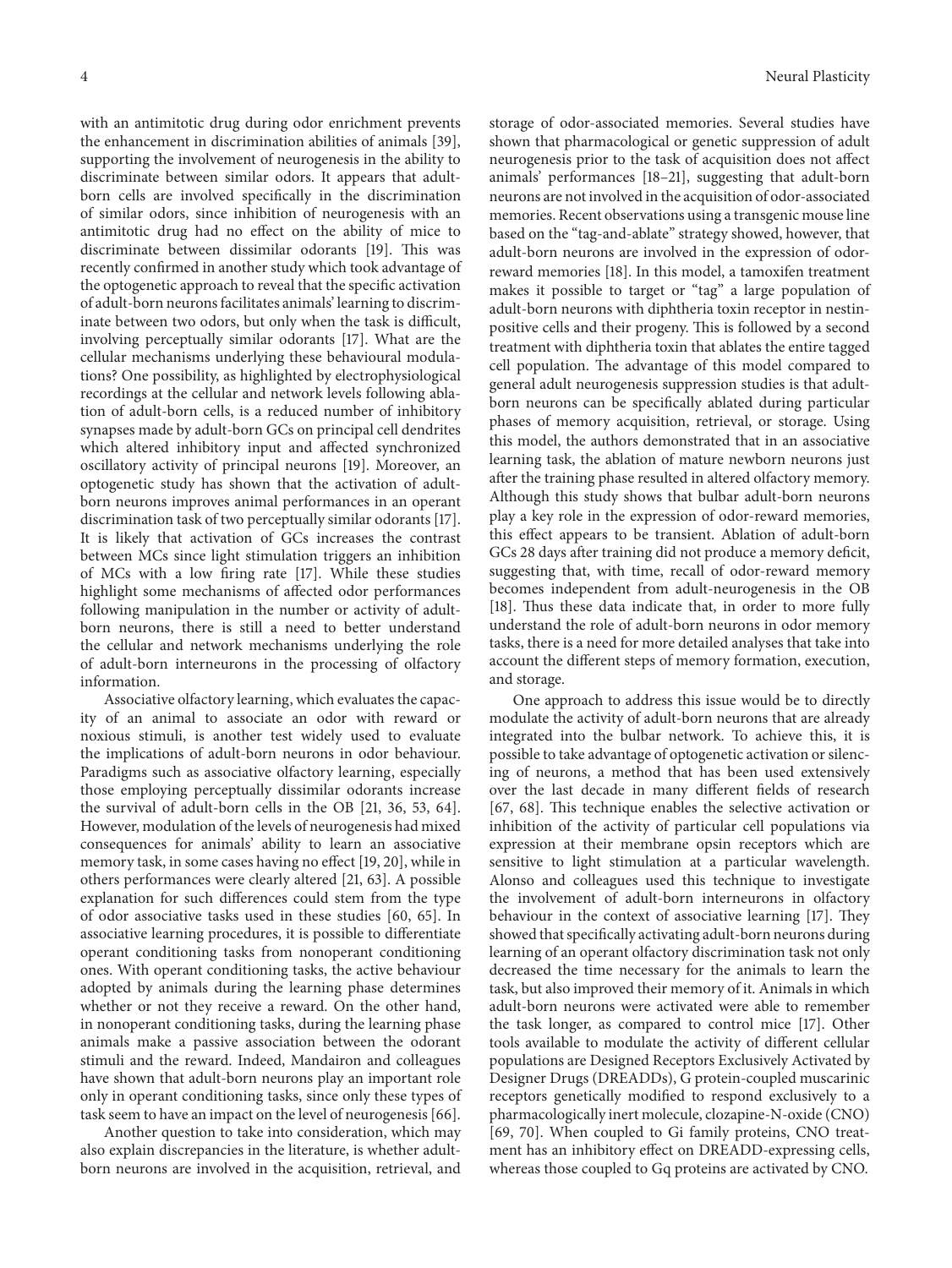with an antimitotic drug during odor enrichment prevents the enhancement in discrimination abilities of animals [39], supporting the involvement of neurogenesis in the ability to discriminate between similar odors. It appears that adult-born cells are involved specifically in the discrimination of similar odors, since inhibition of neurogenesis with an antimitotic drug had no effect on the ability of mice to discriminate between dissimilar odorants [19]. This was recently confirmed in another study which took advantage of the optogenetic approach to reveal that the specific activation of adult-born neurons facilitates animals' learning to discriminate between two odors, but only when the task is difficult, involving perceptually similar odorants [17]. What are the cellular mechanisms underlying these behavioural modulations? One possibility, as highlighted by electrophysiological recordings at the cellular and network levels following ablation of adult-born cells, is a reduced number of inhibitory synapses made by adult-born GCs on principal cell dendrites which altered inhibitory input and affected synchronized oscillatory activity of principal neurons [19]. Moreover, an optogenetic study has shown that the activation of adult-born neurons improves animal performances in an operant discrimination task of two perceptually similar odorants [17]. It is likely that activation of GCs increases the contrast between MCs since light stimulation triggers an inhibition of MCs with a low firing rate [17]. While these studies highlight some mechanisms of affected odor performances following manipulation in the number or activity of adult-born neurons, there is still a need to better understand the cellular and network mechanisms underlying the role of adult-born interneurons in the processing of olfactory information.

Associative olfactory learning, which evaluates the capacity of an animal to associate an odor with reward or noxious stimuli, is another test widely used to evaluate the implications of adult-born neurons in odor behaviour. Paradigms such as associative olfactory learning, especially those employing perceptually dissimilar odorants increase the survival of adult-born cells in the OB [21, 36, 53, 64]. However, modulation of the levels of neurogenesis had mixed consequences for animals' ability to learn an associative memory task, in some cases having no effect [19, 20], while in others performances were clearly altered [21, 63]. A possible explanation for such differences could stem from the type of odor associative tasks used in these studies [60, 65]. In associative learning procedures, it is possible to differentiate operant conditioning tasks from nonoperant conditioning ones. With operant conditioning tasks, the active behaviour adopted by animals during the learning phase determines whether or not they receive a reward. On the other hand, in nonoperant conditioning tasks, during the learning phase animals make a passive association between the odorant stimuli and the reward. Indeed, Mandairon and colleagues have shown that adult-born neurons play an important role only in operant conditioning tasks, since only these types of task seem to have an impact on the level of neurogenesis [66].

Another question to take into consideration, which may also explain discrepancies in the literature, is whether adult-born neurons are involved in the acquisition, retrieval, and storage of odor-associated memories. Several studies have shown that pharmacological or genetic suppression of adult neurogenesis prior to the task of acquisition does not affect animals' performances [18–21], suggesting that adult-born neurons are not involved in the acquisition of odor-associated memories. Recent observations using a transgenic mouse line based on the "tag-and-ablate" strategy showed, however, that adult-born neurons are involved in the expression of odor-reward memories [18]. In this model, a tamoxifen treatment makes it possible to target or "tag" a large population of adult-born neurons with diphtheria toxin receptor in nestin-positive cells and their progeny. This is followed by a second treatment with diphtheria toxin that ablates the entire tagged cell population. The advantage of this model compared to general adult neurogenesis suppression studies is that adult-born neurons can be specifically ablated during particular phases of memory acquisition, retrieval, or storage. Using this model, the authors demonstrated that in an associative learning task, the ablation of mature newborn neurons just after the training phase resulted in altered olfactory memory. Although this study shows that bulbar adult-born neurons play a key role in the expression of odor-reward memories, this effect appears to be transient. Ablation of adult-born GCs 28 days after training did not produce a memory deficit, suggesting that, with time, recall of odor-reward memory becomes independent from adult-neurogenesis in the OB [18]. Thus these data indicate that, in order to more fully understand the role of adult-born neurons in odor memory tasks, there is a need for more detailed analyses that take into account the different steps of memory formation, execution, and storage.

One approach to address this issue would be to directly modulate the activity of adult-born neurons that are already integrated into the bulbar network. To achieve this, it is possible to take advantage of optogenetic activation or silencing of neurons, a method that has been used extensively over the last decade in many different fields of research [67, 68]. This technique enables the selective activation or inhibition of the activity of particular cell populations via expression at their membrane opsin receptors which are sensitive to light stimulation at a particular wavelength. Alonso and colleagues used this technique to investigate the involvement of adult-born interneurons in olfactory behaviour in the context of associative learning [17]. They showed that specifically activating adult-born neurons during learning of an operant olfactory discrimination task not only decreased the time necessary for the animals to learn the task, but also improved their memory of it. Animals in which adult-born neurons were activated were able to remember the task longer, as compared to control mice [17]. Other tools available to modulate the activity of different cellular populations are Designed Receptors Exclusively Activated by Designer Drugs (DREADDs), G protein-coupled muscarinic receptors genetically modified to respond exclusively to a pharmacologically inert molecule, clozapine-N-oxide (CNO) [69, 70]. When coupled to Gi family proteins, CNO treatment has an inhibitory effect on DREADD-expressing cells, whereas those coupled to Gq proteins are activated by CNO.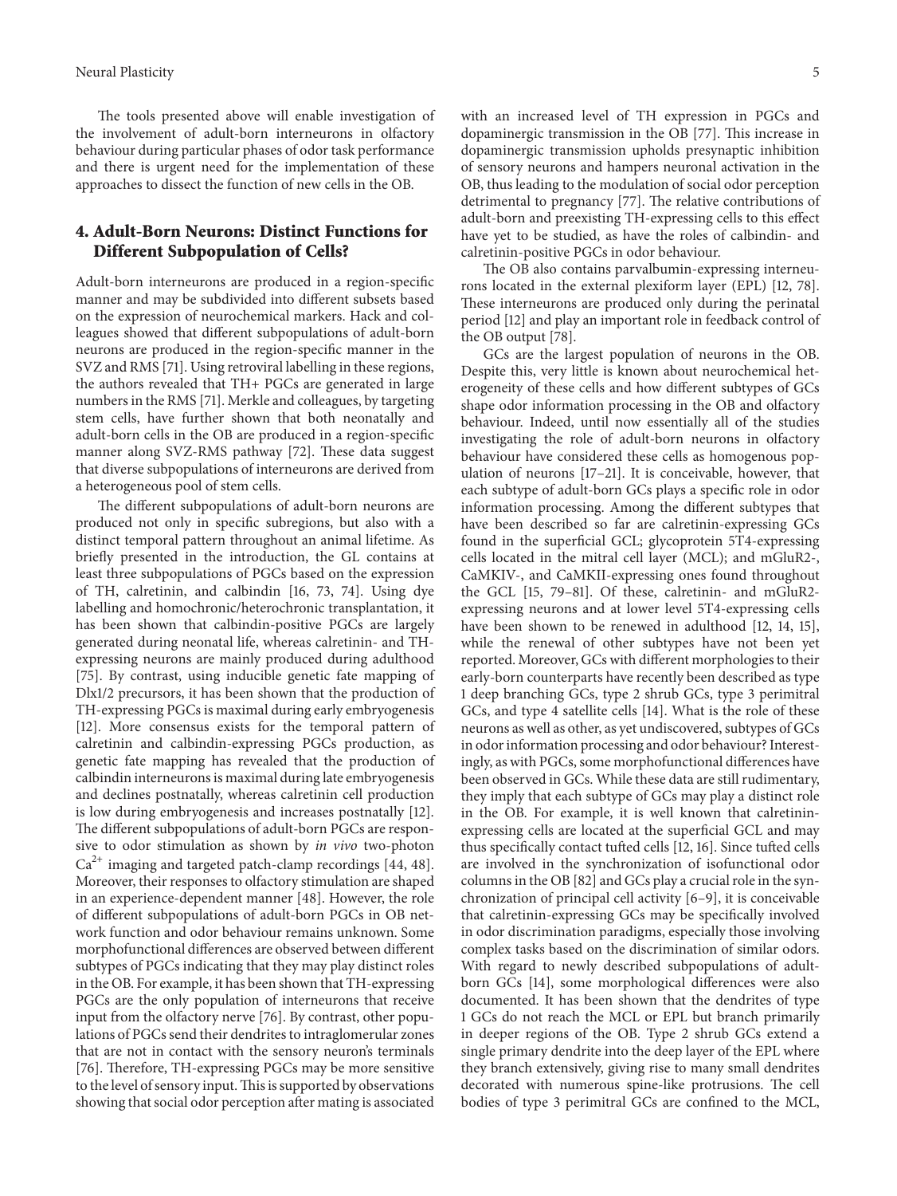The tools presented above will enable investigation of the involvement of adult-born interneurons in olfactory behaviour during particular phases of odor task performance and there is urgent need for the implementation of these approaches to dissect the function of new cells in the OB.

## 4. Adult-Born Neurons: Distinct Functions for Different Subpopulation of Cells?

Adult-born interneurons are produced in a region-specific manner and may be subdivided into different subsets based on the expression of neurochemical markers. Hack and colleagues showed that different subpopulations of adult-born neurons are produced in the region-specific manner in the SVZ and RMS [71]. Using retroviral labelling in these regions, the authors revealed that TH+ PGCs are generated in large numbers in the RMS [71]. Merkle and colleagues, by targeting stem cells, have further shown that both neonatally and adult-born cells in the OB are produced in a region-specific manner along SVZ-RMS pathway [72]. These data suggest that diverse subpopulations of interneurons are derived from a heterogeneous pool of stem cells.

The different subpopulations of adult-born neurons are produced not only in specific subregions, but also with a distinct temporal pattern throughout an animal lifetime. As briefly presented in the introduction, the GL contains at least three subpopulations of PGCs based on the expression of TH, calretinin, and calbindin [16, 73, 74]. Using dye labelling and homochronic/heterochronic transplantation, it has been shown that calbindin-positive PGCs are largely generated during neonatal life, whereas calretinin- and TH-expressing neurons are mainly produced during adulthood [75]. By contrast, using inducible genetic fate mapping of Dlx1/2 precursors, it has been shown that the production of TH-expressing PGCs is maximal during early embryogenesis [12]. More consensus exists for the temporal pattern of calretinin and calbindin-expressing PGCs production, as genetic fate mapping has revealed that the production of calbindin interneurons is maximal during late embryogenesis and declines postnatally, whereas calretinin cell production is low during embryogenesis and increases postnatally [12]. The different subpopulations of adult-born PGCs are responsive to odor stimulation as shown by *in vivo* two-photon $Ca^{2+}$ imaging and targeted patch-clamp recordings [44, 48]. Moreover, their responses to olfactory stimulation are shaped in an experience-dependent manner [48]. However, the role of different subpopulations of adult-born PGCs in OB network function and odor behaviour remains unknown. Some morphofunctional differences are observed between different subtypes of PGCs indicating that they may play distinct roles in the OB. For example, it has been shown that TH-expressing PGCs are the only population of interneurons that receive input from the olfactory nerve [76]. By contrast, other populations of PGCs send their dendrites to intraglomerular zones that are not in contact with the sensory neuron's terminals [76]. Therefore, TH-expressing PGCs may be more sensitive to the level of sensory input. This is supported by observations showing that social odor perception after mating is associated with an increased level of TH expression in PGCs and dopaminergic transmission in the OB [77]. This increase in dopaminergic transmission upholds presynaptic inhibition of sensory neurons and hampers neuronal activation in the OB, thus leading to the modulation of social odor perception detrimental to pregnancy [77]. The relative contributions of adult-born and preexisting TH-expressing cells to this effect have yet to be studied, as have the roles of calbindin- and calretinin-positive PGCs in odor behaviour.

The OB also contains parvalbumin-expressing interneurons located in the external plexiform layer (EPL) [12, 78]. These interneurons are produced only during the perinatal period [12] and play an important role in feedback control of the OB output [78].

GCs are the largest population of neurons in the OB. Despite this, very little is known about neurochemical heterogeneity of these cells and how different subtypes of GCs shape odor information processing in the OB and olfactory behaviour. Indeed, until now essentially all of the studies investigating the role of adult-born neurons in olfactory behaviour have considered these cells as homogenous population of neurons [17–21]. It is conceivable, however, that each subtype of adult-born GCs plays a specific role in odor information processing. Among the different subtypes that have been described so far are calretinin-expressing GCs found in the superficial GCL; glycoprotein 5T4-expressing cells located in the mitral cell layer (MCL); and mGluR2-, CaMKIV-, and CaMKII-expressing ones found throughout the GCL [15, 79–81]. Of these, calretinin- and mGluR2-expressing neurons and at lower level 5T4-expressing cells have been shown to be renewed in adulthood [12, 14, 15], while the renewal of other subtypes have not been yet reported. Moreover, GCs with different morphologies to their early-born counterparts have recently been described as type 1 deep branching GCs, type 2 shrub GCs, type 3 perimitral GCs, and type 4 satellite cells [14]. What is the role of these neurons as well as other, as yet undiscovered, subtypes of GCs in odor information processing and odor behaviour? Interestingly, as with PGCs, some morphofunctional differences have been observed in GCs. While these data are still rudimentary, they imply that each subtype of GCs may play a distinct role in the OB. For example, it is well known that calretinin-expressing cells are located at the superficial GCL and may thus specifically contact tufted cells [12, 16]. Since tufted cells are involved in the synchronization of isofunctional odor columns in the OB [82] and GCs play a crucial role in the synchronization of principal cell activity [6–9], it is conceivable that calretinin-expressing GCs may be specifically involved in odor discrimination paradigms, especially those involving complex tasks based on the discrimination of similar odors. With regard to newly described subpopulations of adult-born GCs [14], some morphological differences were also documented. It has been shown that the dendrites of type 1 GCs do not reach the MCL or EPL but branch primarily in deeper regions of the OB. Type 2 shrub GCs extend a single primary dendrite into the deep layer of the EPL where they branch extensively, giving rise to many small dendrites decorated with numerous spine-like protrusions. The cell bodies of type 3 perimitral GCs are confined to the MCL,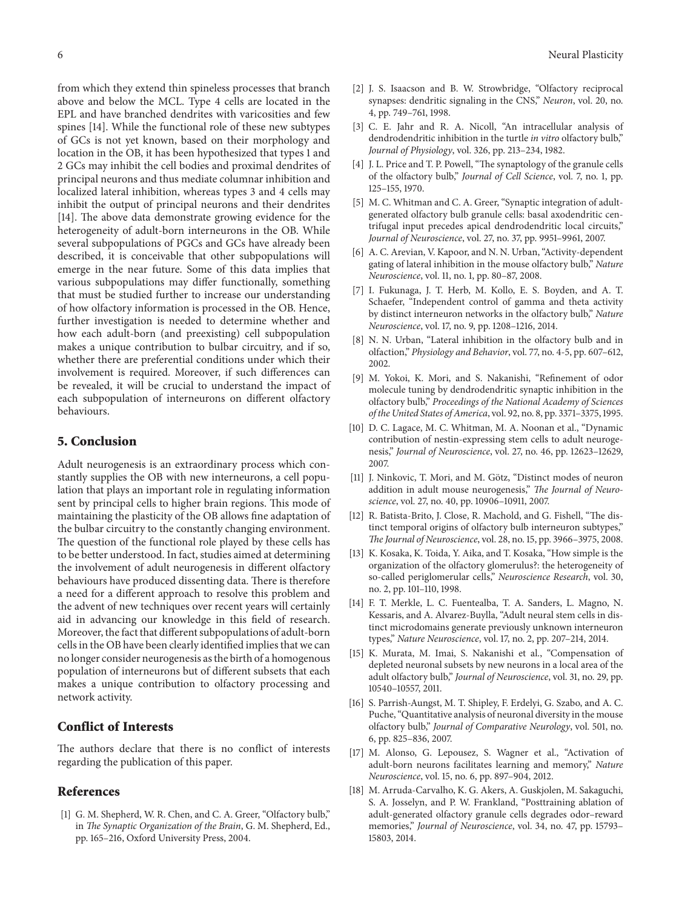from which they extend thin spineless processes that branch above and below the MCL. Type 4 cells are located in the EPL and have branched dendrites with varicosities and few spines [14]. While the functional role of these new subtypes of GCs is not yet known, based on their morphology and location in the OB, it has been hypothesized that types 1 and 2 GCs may inhibit the cell bodies and proximal dendrites of principal neurons and thus mediate columnar inhibition and localized lateral inhibition, whereas types 3 and 4 cells may inhibit the output of principal neurons and their dendrites [14]. The above data demonstrate growing evidence for the heterogeneity of adult-born interneurons in the OB. While several subpopulations of PGCs and GCs have already been described, it is conceivable that other subpopulations will emerge in the near future. Some of this data implies that various subpopulations may differ functionally, something that must be studied further to increase our understanding of how olfactory information is processed in the OB. Hence, further investigation is needed to determine whether and how each adult-born (and preexisting) cell subpopulation makes a unique contribution to bulbar circuitry, and if so, whether there are preferential conditions under which their involvement is required. Moreover, if such differences can be revealed, it will be crucial to understand the impact of each subpopulation of interneurons on different olfactory behaviours.

## 5. Conclusion

Adult neurogenesis is an extraordinary process which constantly supplies the OB with new interneurons, a cell population that plays an important role in regulating information sent by principal cells to higher brain regions. This mode of maintaining the plasticity of the OB allows fine adaptation of the bulbar circuitry to the constantly changing environment. The question of the functional role played by these cells has to be better understood. In fact, studies aimed at determining the involvement of adult neurogenesis in different olfactory behaviours have produced dissenting data. There is therefore a need for a different approach to resolve this problem and the advent of new techniques over recent years will certainly aid in advancing our knowledge in this field of research. Moreover, the fact that different subpopulations of adult-born cells in the OB have been clearly identified implies that we can no longer consider neurogenesis as the birth of a homogenous population of interneurons but of different subsets that each makes a unique contribution to olfactory processing and network activity.

## Conflict of Interests

The authors declare that there is no conflict of interests regarding the publication of this paper.

## References

[1] G. M. Shepherd, W. R. Chen, and C. A. Greer, "Olfactory bulb," in *The Synaptic Organization of the Brain*, G. M. Shepherd, Ed., pp. 165–216, Oxford University Press, 2004.

[2] J. S. Isaacson and B. W. Strowbridge, "Olfactory reciprocal synapses: dendritic signaling in the CNS," *Neuron*, vol. 20, no. 4, pp. 749–761, 1998.

[3] C. E. Jahr and R. A. Nicoll, "An intracellular analysis of dendrodendritic inhibition in the turtle *in vitro* olfactory bulb," *Journal of Physiology*, vol. 326, pp. 213–234, 1982.

[4] J. L. Price and T. P. Powell, "The synaptology of the granule cells of the olfactory bulb," *Journal of Cell Science*, vol. 7, no. 1, pp. 125–155, 1970.

[5] M. C. Whitman and C. A. Greer, "Synaptic integration of adult-generated olfactory bulb granule cells: basal axodendritic centrifugal input precedes apical dendrodendritic local circuits," *Journal of Neuroscience*, vol. 27, no. 37, pp. 9951–9961, 2007.

[6] A. C. Arevian, V. Kapoor, and N. N. Urban, "Activity-dependent gating of lateral inhibition in the mouse olfactory bulb," *Nature Neuroscience*, vol. 11, no. 1, pp. 80–87, 2008.

[7] I. Fukunaga, J. T. Herb, M. Kollo, E. S. Boyden, and A. T. Schaefer, "Independent control of gamma and theta activity by distinct interneuron networks in the olfactory bulb," *Nature Neuroscience*, vol. 17, no. 9, pp. 1208–1216, 2014.

[8] N. N. Urban, "Lateral inhibition in the olfactory bulb and in olfaction," *Physiology and Behavior*, vol. 77, no. 4-5, pp. 607–612, 2002.

[9] M. Yokoi, K. Mori, and S. Nakanishi, "Refinement of odor molecule tuning by dendrodendritic synaptic inhibition in the olfactory bulb," *Proceedings of the National Academy of Sciences of the United States of America*, vol. 92, no. 8, pp. 3371–3375, 1995.

[10] D. C. Lagace, M. C. Whitman, M. A. Noonan et al., "Dynamic contribution of nestin-expressing stem cells to adult neurogenesis," *Journal of Neuroscience*, vol. 27, no. 46, pp. 12623–12629, 2007.

[11] J. Ninkovic, T. Mori, and M. Götz, "Distinct modes of neuron addition in adult mouse neurogenesis," *The Journal of Neuroscience*, vol. 27, no. 40, pp. 10906–10911, 2007.

[12] R. Batista-Brito, J. Close, R. Machold, and G. Fishell, "The distinct temporal origins of olfactory bulb interneuron subtypes," *The Journal of Neuroscience*, vol. 28, no. 15, pp. 3966–3975, 2008.

[13] K. Kosaka, K. Toida, Y. Aika, and T. Kosaka, "How simple is the organization of the olfactory glomerulus?: the heterogeneity of so-called periglomerular cells," *Neuroscience Research*, vol. 30, no. 2, pp. 101–110, 1998.

[14] F. T. Merkle, L. C. Fuentealba, T. A. Sanders, L. Magno, N. Kessaris, and A. Alvarez-Buylla, "Adult neural stem cells in distinct microdomains generate previously unknown interneuron types," *Nature Neuroscience*, vol. 17, no. 2, pp. 207–214, 2014.

[15] K. Murata, M. Imai, S. Nakanishi et al., "Compensation of depleted neuronal subsets by new neurons in a local area of the adult olfactory bulb," *Journal of Neuroscience*, vol. 31, no. 29, pp. 10540–10557, 2011.

[16] S. Parrish-Aungst, M. T. Shipley, F. Erdelyi, G. Szabo, and A. C. Puche, "Quantitative analysis of neuronal diversity in the mouse olfactory bulb," *Journal of Comparative Neurology*, vol. 501, no. 6, pp. 825–836, 2007.

[17] M. Alonso, G. Lepousez, S. Wagner et al., "Activation of adult-born neurons facilitates learning and memory," *Nature Neuroscience*, vol. 15, no. 6, pp. 897–904, 2012.

[18] M. Arruda-Carvalho, K. G. Akers, A. Guskjolen, M. Sakaguchi, S. A. Josselyn, and P. W. Frankland, "Posttraining ablation of adult-generated olfactory granule cells degrades odor–reward memories," *Journal of Neuroscience*, vol. 34, no. 47, pp. 15793–15803, 2014.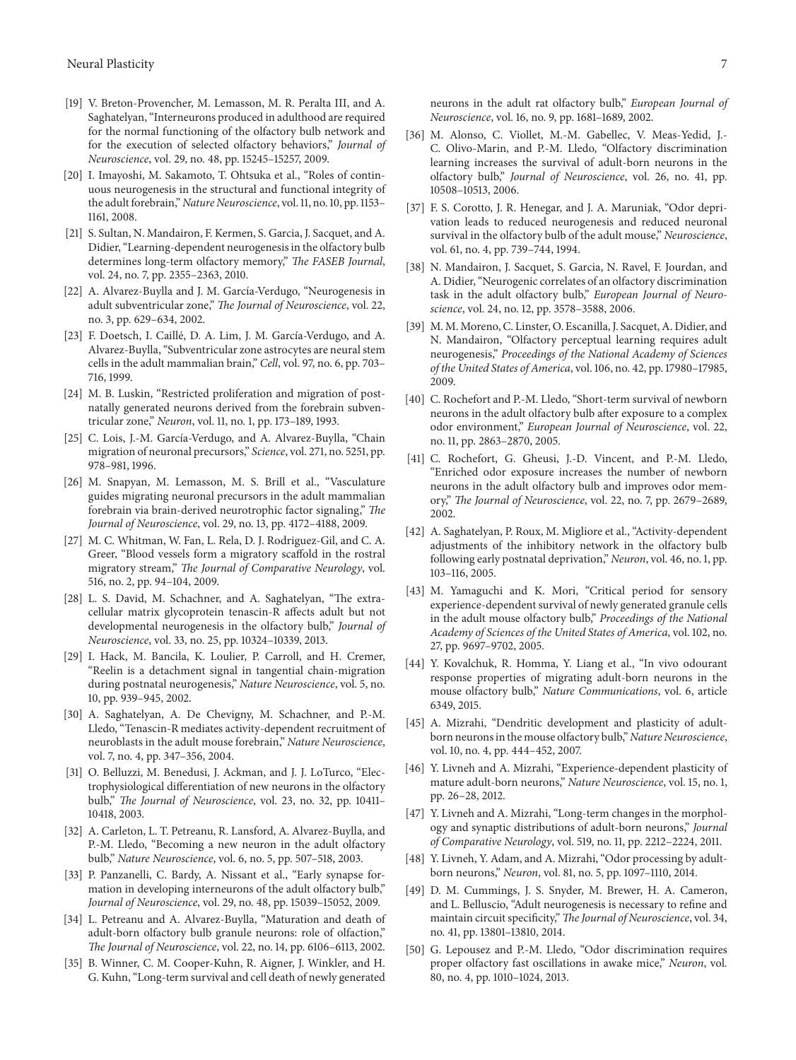[19] V. Breton-Provencher, M. Lemasson, M. R. Peralta III, and A. Saghatelyan, "Interneurons produced in adulthood are required for the normal functioning of the olfactory bulb network and for the execution of selected olfactory behaviors," *Journal of Neuroscience*, vol. 29, no. 48, pp. 15245–15257, 2009.

[20] I. Imayoshi, M. Sakamoto, T. Ohtsuka et al., "Roles of continuous neurogenesis in the structural and functional integrity of the adult forebrain," *Nature Neuroscience*, vol. 11, no. 10, pp. 1153–1161, 2008.

[21] S. Sultan, N. Mandairon, F. Kermen, S. Garcia, J. Sacquet, and A. Didier, "Learning-dependent neurogenesis in the olfactory bulb determines long-term olfactory memory," *The FASEB Journal*, vol. 24, no. 7, pp. 2355–2363, 2010.

[22] A. Alvarez-Buylla and J. M. García-Verdugo, "Neurogenesis in adult subventricular zone," *The Journal of Neuroscience*, vol. 22, no. 3, pp. 629–634, 2002.

[23] F. Doetsch, I. Caillé, D. A. Lim, J. M. García-Verdugo, and A. Alvarez-Buylla, "Subventricular zone astrocytes are neural stem cells in the adult mammalian brain," *Cell*, vol. 97, no. 6, pp. 703–716, 1999.

[24] M. B. Luskin, "Restricted proliferation and migration of postnatally generated neurons derived from the forebrain subventricular zone," *Neuron*, vol. 11, no. 1, pp. 173–189, 1993.

[25] C. Lois, J.-M. García-Verdugo, and A. Alvarez-Buylla, "Chain migration of neuronal precursors," *Science*, vol. 271, no. 5251, pp. 978–981, 1996.

[26] M. Snapyan, M. Lemasson, M. S. Brill et al., "Vasculature guides migrating neuronal precursors in the adult mammalian forebrain via brain-derived neurotrophic factor signaling," *The Journal of Neuroscience*, vol. 29, no. 13, pp. 4172–4188, 2009.

[27] M. C. Whitman, W. Fan, L. Rela, D. J. Rodriguez-Gil, and C. A. Greer, "Blood vessels form a migratory scaffold in the rostral migratory stream," *The Journal of Comparative Neurology*, vol. 516, no. 2, pp. 94–104, 2009.

[28] L. S. David, M. Schachner, and A. Saghatelyan, "The extracellular matrix glycoprotein tenascin-R affects adult but not developmental neurogenesis in the olfactory bulb," *Journal of Neuroscience*, vol. 33, no. 25, pp. 10324–10339, 2013.

[29] I. Hack, M. Bancila, K. Loulier, P. Carroll, and H. Cremer, "Reelin is a detachment signal in tangential chain-migration during postnatal neurogenesis," *Nature Neuroscience*, vol. 5, no. 10, pp. 939–945, 2002.

[30] A. Saghatelyan, A. De Chevigny, M. Schachner, and P.-M. Lledo, "Tenascin-R mediates activity-dependent recruitment of neuroblasts in the adult mouse forebrain," *Nature Neuroscience*, vol. 7, no. 4, pp. 347–356, 2004.

[31] O. Belluzzi, M. Benedusi, J. Ackman, and J. J. LoTurco, "Electrophysiological differentiation of new neurons in the olfactory bulb," *The Journal of Neuroscience*, vol. 23, no. 32, pp. 10411–10418, 2003.

[32] A. Carleton, L. T. Petreanu, R. Lansford, A. Alvarez-Buylla, and P.-M. Lledo, "Becoming a new neuron in the adult olfactory bulb," *Nature Neuroscience*, vol. 6, no. 5, pp. 507–518, 2003.

[33] P. Panzanelli, C. Bardy, A. Nissant et al., "Early synapse formation in developing interneurons of the adult olfactory bulb," *Journal of Neuroscience*, vol. 29, no. 48, pp. 15039–15052, 2009.

[34] L. Petreanu and A. Alvarez-Buylla, "Maturation and death of adult-born olfactory bulb granule neurons: role of olfaction," *The Journal of Neuroscience*, vol. 22, no. 14, pp. 6106–6113, 2002.

[35] B. Winner, C. M. Cooper-Kuhn, R. Aigner, J. Winkler, and H. G. Kuhn, "Long-term survival and cell death of newly generated neurons in the adult rat olfactory bulb," *European Journal of Neuroscience*, vol. 16, no. 9, pp. 1681–1689, 2002.

[36] M. Alonso, C. Viollet, M.-M. Gabellec, V. Meas-Yedid, J.-C. Olivo-Marin, and P.-M. Lledo, "Olfactory discrimination learning increases the survival of adult-born neurons in the olfactory bulb," *Journal of Neuroscience*, vol. 26, no. 41, pp. 10508–10513, 2006.

[37] F. S. Corotto, J. R. Henegar, and J. A. Maruniak, "Odor deprivation leads to reduced neurogenesis and reduced neuronal survival in the olfactory bulb of the adult mouse," *Neuroscience*, vol. 61, no. 4, pp. 739–744, 1994.

[38] N. Mandairon, J. Sacquet, S. Garcia, N. Ravel, F. Jourdan, and A. Didier, "Neurogenic correlates of an olfactory discrimination task in the adult olfactory bulb," *European Journal of Neuroscience*, vol. 24, no. 12, pp. 3578–3588, 2006.

[39] M. M. Moreno, C. Linster, O. Escanilla, J. Sacquet, A. Didier, and N. Mandairon, "Olfactory perceptual learning requires adult neurogenesis," *Proceedings of the National Academy of Sciences of the United States of America*, vol. 106, no. 42, pp. 17980–17985, 2009.

[40] C. Rochefort and P.-M. Lledo, "Short-term survival of newborn neurons in the adult olfactory bulb after exposure to a complex odor environment," *European Journal of Neuroscience*, vol. 22, no. 11, pp. 2863–2870, 2005.

[41] C. Rochefort, G. Gheusi, J.-D. Vincent, and P.-M. Lledo, "Enriched odor exposure increases the number of newborn neurons in the adult olfactory bulb and improves odor memory," *The Journal of Neuroscience*, vol. 22, no. 7, pp. 2679–2689, 2002.

[42] A. Saghatelyan, P. Roux, M. Migliore et al., "Activity-dependent adjustments of the inhibitory network in the olfactory bulb following early postnatal deprivation," *Neuron*, vol. 46, no. 1, pp. 103–116, 2005.

[43] M. Yamaguchi and K. Mori, "Critical period for sensory experience-dependent survival of newly generated granule cells in the adult mouse olfactory bulb," *Proceedings of the National Academy of Sciences of the United States of America*, vol. 102, no. 27, pp. 9697–9702, 2005.

[44] Y. Kovalchuk, R. Homma, Y. Liang et al., "In vivo odourant response properties of migrating adult-born neurons in the mouse olfactory bulb," *Nature Communications*, vol. 6, article 6349, 2015.

[45] A. Mizrahi, "Dendritic development and plasticity of adult-born neurons in the mouse olfactory bulb," *Nature Neuroscience*, vol. 10, no. 4, pp. 444–452, 2007.

[46] Y. Livneh and A. Mizrahi, "Experience-dependent plasticity of mature adult-born neurons," *Nature Neuroscience*, vol. 15, no. 1, pp. 26–28, 2012.

[47] Y. Livneh and A. Mizrahi, "Long-term changes in the morphology and synaptic distributions of adult-born neurons," *Journal of Comparative Neurology*, vol. 519, no. 11, pp. 2212–2224, 2011.

[48] Y. Livneh, Y. Adam, and A. Mizrahi, "Odor processing by adult-born neurons," *Neuron*, vol. 81, no. 5, pp. 1097–1110, 2014.

[49] D. M. Cummings, J. S. Snyder, M. Brewer, H. A. Cameron, and L. Belluscio, "Adult neurogenesis is necessary to refine and maintain circuit specificity," *The Journal of Neuroscience*, vol. 34, no. 41, pp. 13801–13810, 2014.

[50] G. Lepousez and P.-M. Lledo, "Odor discrimination requires proper olfactory fast oscillations in awake mice," *Neuron*, vol. 80, no. 4, pp. 1010–1024, 2013.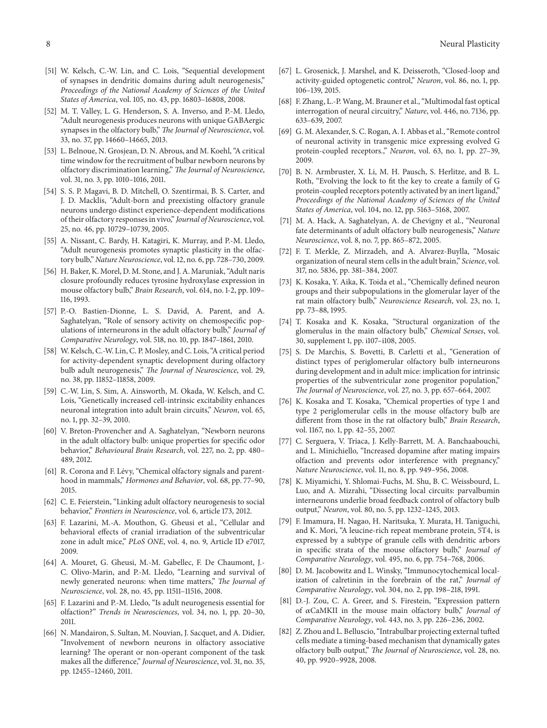[51] W. Kelsch, C.-W. Lin, and C. Lois, "Sequential development of synapses in dendritic domains during adult neurogenesis," *Proceedings of the National Academy of Sciences of the United States of America*, vol. 105, no. 43, pp. 16803–16808, 2008.

[52] M. T. Valley, L. G. Henderson, S. A. Inverso, and P.-M. Lledo, "Adult neurogenesis produces neurons with unique GABAergic synapses in the olfactory bulb," *The Journal of Neuroscience*, vol. 33, no. 37, pp. 14660–14665, 2013.

[53] L. Belnoue, N. Grosjean, D. N. Abrous, and M. Koehl, "A critical time window for the recruitment of bulbar newborn neurons by olfactory discrimination learning," *The Journal of Neuroscience*, vol. 31, no. 3, pp. 1010–1016, 2011.

[54] S. S. P. Magavi, B. D. Mitchell, O. Szentirmai, B. S. Carter, and J. D. Macklis, "Adult-born and preexisting olfactory granule neurons undergo distinct experience-dependent modifications of their olfactory responses in vivo," *Journal of Neuroscience*, vol. 25, no. 46, pp. 10729–10739, 2005.

[55] A. Nissant, C. Bardy, H. Katagiri, K. Murray, and P.-M. Lledo, "Adult neurogenesis promotes synaptic plasticity in the olfactory bulb," *Nature Neuroscience*, vol. 12, no. 6, pp. 728–730, 2009.

[56] H. Baker, K. Morel, D. M. Stone, and J. A. Maruniak, "Adult naris closure profoundly reduces tyrosine hydroxylase expression in mouse olfactory bulb," *Brain Research*, vol. 614, no. 1-2, pp. 109–116, 1993.

[57] P.-O. Bastien-Dionne, L. S. David, A. Parent, and A. Saghatelyan, "Role of sensory activity on chemospecific populations of interneurons in the adult olfactory bulb," *Journal of Comparative Neurology*, vol. 518, no. 10, pp. 1847–1861, 2010.

[58] W. Kelsch, C.-W. Lin, C. P. Mosley, and C. Lois, "A critical period for activity-dependent synaptic development during olfactory bulb adult neurogenesis," *The Journal of Neuroscience*, vol. 29, no. 38, pp. 11852–11858, 2009.

[59] C.-W. Lin, S. Sim, A. Ainsworth, M. Okada, W. Kelsch, and C. Lois, "Genetically increased cell-intrinsic excitability enhances neuronal integration into adult brain circuits," *Neuron*, vol. 65, no. 1, pp. 32–39, 2010.

[60] V. Breton-Provencher and A. Saghatelyan, "Newborn neurons in the adult olfactory bulb: unique properties for specific odor behavior," *Behavioural Brain Research*, vol. 227, no. 2, pp. 480–489, 2012.

[61] R. Corona and F. Lévy, "Chemical olfactory signals and parenthood in mammals," *Hormones and Behavior*, vol. 68, pp. 77–90, 2015.

[62] C. E. Feierstein, "Linking adult olfactory neurogenesis to social behavior," *Frontiers in Neuroscience*, vol. 6, article 173, 2012.

[63] F. Lazarini, M.-A. Mouthon, G. Gheusi et al., "Cellular and behavioral effects of cranial irradiation of the subventricular zone in adult mice," *PLoS ONE*, vol. 4, no. 9, Article ID e7017, 2009.

[64] A. Mouret, G. Gheusi, M.-M. Gabellec, F. De Chaumont, J.-C. Olivo-Marin, and P.-M. Lledo, "Learning and survival of newly generated neurons: when time matters," *The Journal of Neuroscience*, vol. 28, no. 45, pp. 11511–11516, 2008.

[65] F. Lazarini and P.-M. Lledo, "Is adult neurogenesis essential for olfaction?" *Trends in Neurosciences*, vol. 34, no. 1, pp. 20–30, 2011.

[66] N. Mandairon, S. Sultan, M. Nouvian, J. Sacquet, and A. Didier, "Involvement of newborn neurons in olfactory associative learning? The operant or non-operant component of the task makes all the difference," *Journal of Neuroscience*, vol. 31, no. 35, pp. 12455–12460, 2011.

[67] L. Grosenick, J. Marshel, and K. Deisseroth, "Closed-loop and activity-guided optogenetic control," *Neuron*, vol. 86, no. 1, pp. 106–139, 2015.

[68] F. Zhang, L.-P. Wang, M. Brauner et al., "Multimodal fast optical interrogation of neural circuitry," *Nature*, vol. 446, no. 7136, pp. 633–639, 2007.

[69] G. M. Alexander, S. C. Rogan, A. I. Abbas et al., "Remote control of neuronal activity in transgenic mice expressing evolved G protein-coupled receptors.," *Neuron*, vol. 63, no. 1, pp. 27–39, 2009.

[70] B. N. Armbruster, X. Li, M. H. Pausch, S. Herlitze, and B. L. Roth, "Evolving the lock to fit the key to create a family of G protein-coupled receptors potently activated by an inert ligand," *Proceedings of the National Academy of Sciences of the United States of America*, vol. 104, no. 12, pp. 5163–5168, 2007.

[71] M. A. Hack, A. Saghatelyan, A. de Chevigny et al., "Neuronal fate determinants of adult olfactory bulb neurogenesis," *Nature Neuroscience*, vol. 8, no. 7, pp. 865–872, 2005.

[72] F. T. Merkle, Z. Mirzadeh, and A. Alvarez-Buylla, "Mosaic organization of neural stem cells in the adult brain," *Science*, vol. 317, no. 5836, pp. 381–384, 2007.

[73] K. Kosaka, Y. Aika, K. Toida et al., "Chemically defined neuron groups and their subpopulations in the glomerular layer of the rat main olfactory bulb," *Neuroscience Research*, vol. 23, no. 1, pp. 73–88, 1995.

[74] T. Kosaka and K. Kosaka, "Structural organization of the glomerulus in the main olfactory bulb," *Chemical Senses*, vol. 30, supplement 1, pp. i107–i108, 2005.

[75] S. De Marchis, S. Bovetti, B. Carletti et al., "Generation of distinct types of periglomerular olfactory bulb interneurons during development and in adult mice: implication for intrinsic properties of the subventricular zone progenitor population," *The Journal of Neuroscience*, vol. 27, no. 3, pp. 657–664, 2007.

[76] K. Kosaka and T. Kosaka, "Chemical properties of type 1 and type 2 periglomerular cells in the mouse olfactory bulb are different from those in the rat olfactory bulb," *Brain Research*, vol. 1167, no. 1, pp. 42–55, 2007.

[77] C. Serguera, V. Triaca, J. Kelly-Barrett, M. A. Banchaabouchi, and L. Minichiello, "Increased dopamine after mating impairs olfaction and prevents odor interference with pregnancy," *Nature Neuroscience*, vol. 11, no. 8, pp. 949–956, 2008.

[78] K. Miyamichi, Y. Shlomai-Fuchs, M. Shu, B. C. Weissbourd, L. Luo, and A. Mizrahi, "Dissecting local circuits: parvalbumin interneurons underlie broad feedback control of olfactory bulb output," *Neuron*, vol. 80, no. 5, pp. 1232–1245, 2013.

[79] F. Imamura, H. Nagao, H. Naritsuka, Y. Murata, H. Taniguchi, and K. Mori, "A leucine-rich repeat membrane protein, 5T4, is expressed by a subtype of granule cells with dendritic arbors in specific strata of the mouse olfactory bulb," *Journal of Comparative Neurology*, vol. 495, no. 6, pp. 754–768, 2006.

[80] D. M. Jacobowitz and L. Winsky, "Immunocytochemical localization of calretinin in the forebrain of the rat," *Journal of Comparative Neurology*, vol. 304, no. 2, pp. 198–218, 1991.

[81] D.-J. Zou, C. A. Greer, and S. Firestein, "Expression pattern of $\alpha$CaMKII in the mouse main olfactory bulb," *Journal of Comparative Neurology*, vol. 443, no. 3, pp. 226–236, 2002.

[82] Z. Zhou and L. Belluscio, "Intrabulbar projecting external tufted cells mediate a timing-based mechanism that dynamically gates olfactory bulb output," *The Journal of Neuroscience*, vol. 28, no. 40, pp. 9920–9928, 2008.